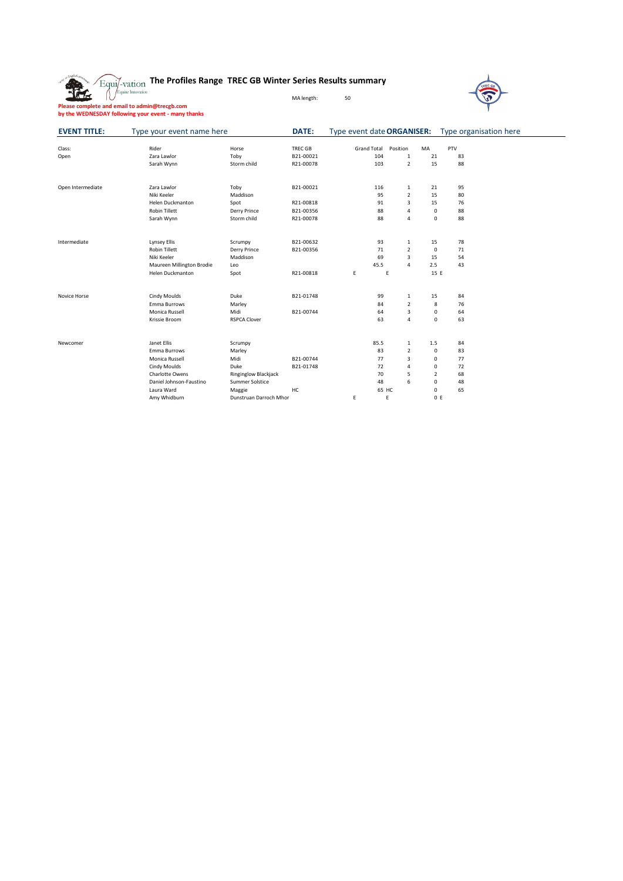# The Profiles Range TREC GB Winter Series Results summary

MA length: 50

**Please complete and email to admin@trecgb.com**
**by the WEDNESDAY following your event - many thanks**

| **EVENT TITLE:** | Type your event name here | **DATE:** | Type event date | **ORGANISER:** | Type organisation here |
|---|---|---|---|---|---|

| Class: | Rider | Horse | TREC GB | Grand Total | Position | MA | PTV |
|---|---|---|---|---|---|---|---|
| Open | Zara Lawlor | Toby | B21-00021 | 104 | 1 | 21 | 83 |
| | Sarah Wynn | Storm child | R21-00078 | 103 | 2 | 15 | 88 |
| | | | | | | | |
| Open Intermediate | Zara Lawlor | Toby | B21-00021 | 116 | 1 | 21 | 95 |
| | Niki Keeler | Maddison | | 95 | 2 | 15 | 80 |
| | Helen Duckmanton | Spot | R21-00818 | 91 | 3 | 15 | 76 |
| | Robin Tillett | Derry Prince | B21-00356 | 88 | 4 | 0 | 88 |
| | Sarah Wynn | Storm child | R21-00078 | 88 | 4 | 0 | 88 |
| | | | | | | | |
| Intermediate | Lynsey Ellis | Scrumpy | B21-00632 | 93 | 1 | 15 | 78 |
| | Robin Tillett | Derry Prince | B21-00356 | 71 | 2 | 0 | 71 |
| | Niki Keeler | Maddison | | 69 | 3 | 15 | 54 |
| | Maureen Millington Brodie | Leo | | 45.5 | 4 | 2.5 | 43 |
| | Helen Duckmanton | Spot | R21-00818 | E | E | 15 | E |
| | | | | | | | |
| Novice Horse | Cindy Moulds | Duke | B21-01748 | 99 | 1 | 15 | 84 |
| | Emma Burrows | Marley | | 84 | 2 | 8 | 76 |
| | Monica Russell | Midi | B21-00744 | 64 | 3 | 0 | 64 |
| | Krissie Broom | RSPCA Clover | | 63 | 4 | 0 | 63 |
| | | | | | | | |
| Newcomer | Janet Ellis | Scrumpy | | 85.5 | 1 | 1.5 | 84 |
| | Emma Burrows | Marley | | 83 | 2 | 0 | 83 |
| | Monica Russell | Midi | B21-00744 | 77 | 3 | 0 | 77 |
| | Cindy Moulds | Duke | B21-01748 | 72 | 4 | 0 | 72 |
| | Charlotte Owens | Ringinglow Blackjack | | 70 | 5 | 2 | 68 |
| | Daniel Johnson-Faustino | Summer Solstice | | 48 | 6 | 0 | 48 |
| | Laura Ward | Maggie | HC | 65 | HC | 0 | 65 |
| | Amy Whidburn | Dunstruan Darroch Mhor | | E | E | 0 | E |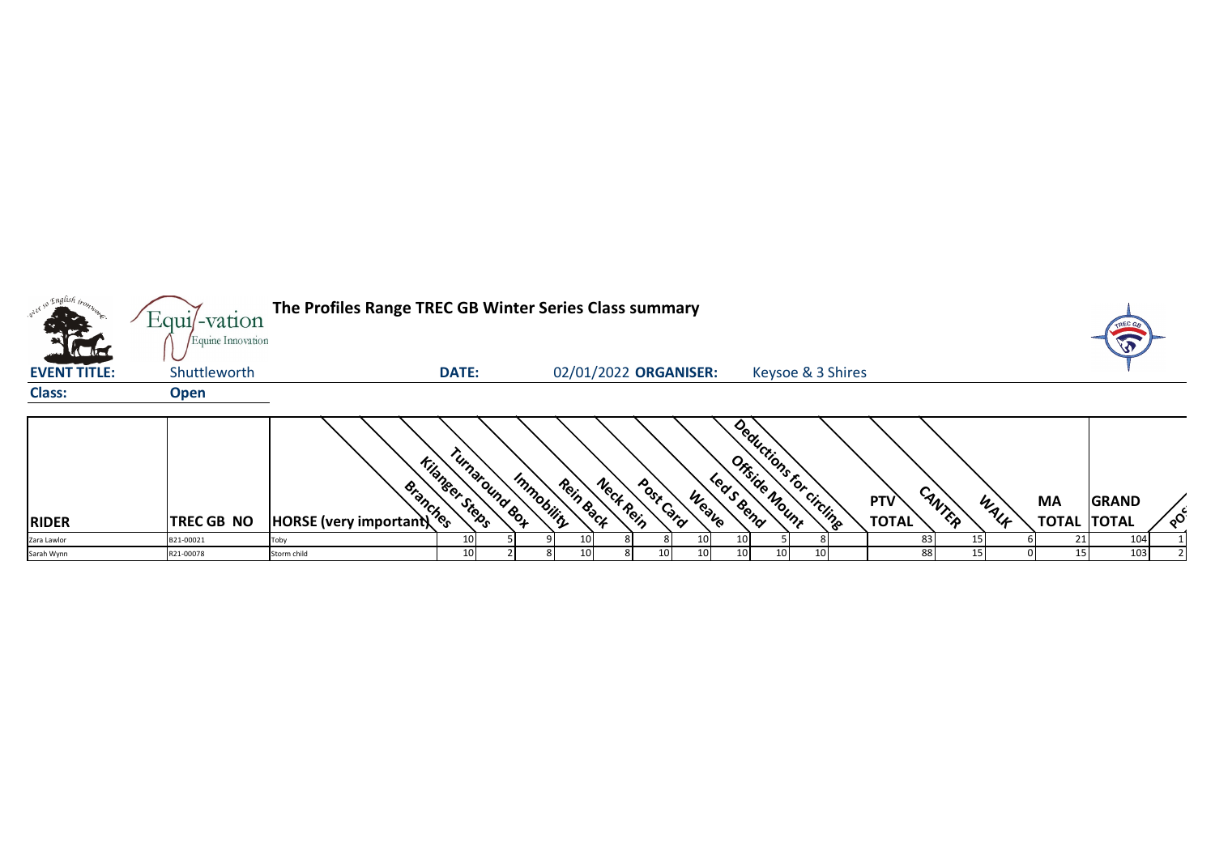**The Profiles Range TREC GB Winter Series Class summary**

**EVENT TITLE:** Shuttleworth **DATE:** 02/01/2022 **ORGANISER:** Keysoe & 3 Shires

**Class:** **Open**

| RIDER | TREC GB NO | HORSE (very important) | Branches | Kilanger Steps | Turnaround Box | Immobility | Rein Back | Neck Rein | Post Card | Weave | Led S Bend | Offside Mount | Deductions for circling | PTV TOTAL | CANTER | WALK | MA TOTAL | GRAND TOTAL | POS |
|---|---|---|---|---|---|---|---|---|---|---|---|---|---|---|---|---|---|---|---|
| Zara Lawlor | B21-00021 | Toby | 10 | 5 | 9 | 10 | 8 | 8 | 10 | 10 | 5 | 8 | | 83 | 15 | 6 | 21 | 104 | 1 |
| Sarah Wynn | R21-00078 | Storm child | 10 | 2 | 8 | 10 | 8 | 10 | 10 | 10 | 10 | 10 | | 88 | 15 | 0 | 15 | 103 | 2 |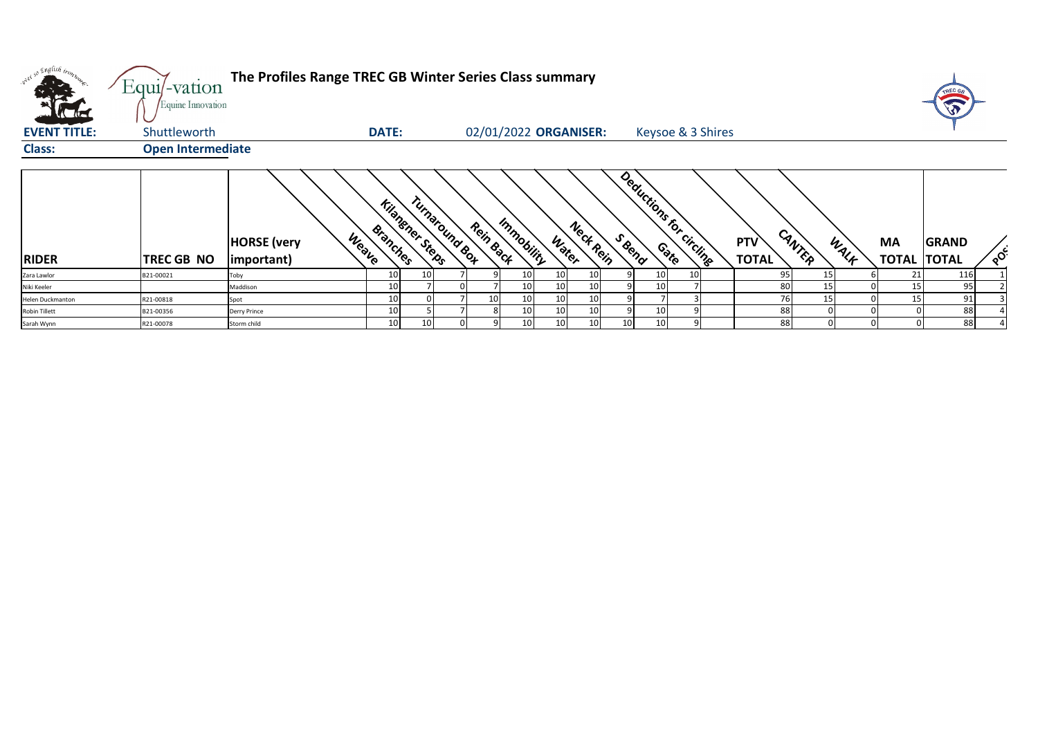# The Profiles Range TREC GB Winter Series Class summary

**EVENT TITLE:** Shuttleworth **DATE:** 02/01/2022 **ORGANISER:** Keysoe & 3 Shires

**Class:** Open Intermediate

| RIDER | TREC GB NO | HORSE (very important) | Weave | Branches | Kilangner Steps | Turnaround Box | Rein Back | Immobility | Water | Neck Rein | S Bend | Gate | Deductions for circling | PTV TOTAL | CANTER | WALK | MA TOTAL | GRAND TOTAL | POS |
|---|---|---|---|---|---|---|---|---|---|---|---|---|---|---|---|---|---|---|---|
| Zara Lawlor | B21-00021 | Toby | 10 | 10 | 7 | 9 | 10 | 10 | 10 | 9 | 10 | 10 | | 95 | 15 | 6 | 21 | 116 | 1 |
| Niki Keeler | | Maddison | 10 | 7 | 0 | 7 | 10 | 10 | 10 | 9 | 10 | 7 | | 80 | 15 | 0 | 15 | 95 | 2 |
| Helen Duckmanton | R21-00818 | Spot | 10 | 0 | 7 | 10 | 10 | 10 | 10 | 9 | 7 | 3 | | 76 | 15 | 0 | 15 | 91 | 3 |
| Robin Tillett | B21-00356 | Derry Prince | 10 | 5 | 7 | 8 | 10 | 10 | 10 | 9 | 10 | 9 | | 88 | 0 | 0 | 0 | 88 | 4 |
| Sarah Wynn | R21-00078 | Storm child | 10 | 10 | 0 | 9 | 10 | 10 | 10 | 10 | 10 | 9 | | 88 | 0 | 0 | 0 | 88 | 4 |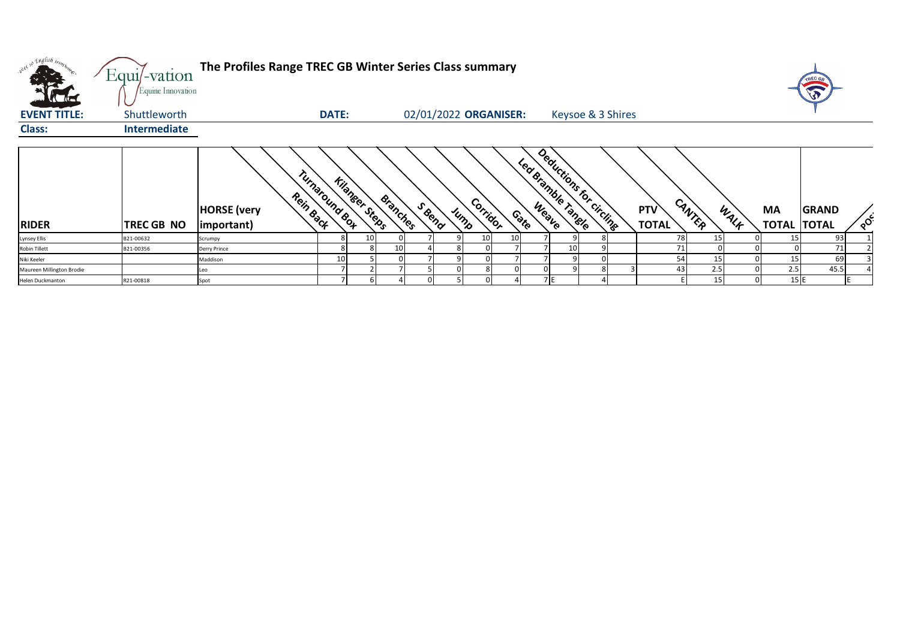# The Profiles Range TREC GB Winter Series Class summary

**EVENT TITLE:** Shuttleworth **DATE:** 02/01/2022 **ORGANISER:** Keysoe & 3 Shires

**Class:** Intermediate

| RIDER | TREC GB NO | HORSE (very important) | Rein Back | Turnaround Box | Kilanger Steps | Branches | S Bend | Jump | Corridor | Gate | Weave | Led Bramble Tangle | Deductions for circling | PTV TOTAL | CANTER | WALK | MA TOTAL | GRAND TOTAL | POS |
|---|---|---|---|---|---|---|---|---|---|---|---|---|---|---|---|---|---|---|---|
| Lynsey Ellis | B21-00632 | Scrumpy | 8 | 10 | 0 | 7 | 9 | 10 | 10 | 7 | 9 | 8 | | 78 | 15 | 0 | 15 | 93 | 1 |
| Robin Tillett | B21-00356 | Derry Prince | 8 | 8 | 10 | 4 | 8 | 0 | 7 | 7 | 10 | 9 | | 71 | 0 | 0 | 0 | 71 | 2 |
| Niki Keeler | | Maddison | 10 | 5 | 0 | 7 | 9 | 0 | 7 | 7 | 9 | 0 | | 54 | 15 | 0 | 15 | 69 | 3 |
| Maureen Millington Brodie | | Leo | 7 | 2 | 7 | 5 | 0 | 8 | 0 | 0 | 9 | 8 | 3 | 43 | 2.5 | 0 | 2.5 | 45.5 | 4 |
| Helen Duckmanton | R21-00818 | Spot | 7 | 6 | 4 | 0 | 5 | 0 | 4 | 7 | E | 4 | | E | 15 | 0 | 15 | E | E |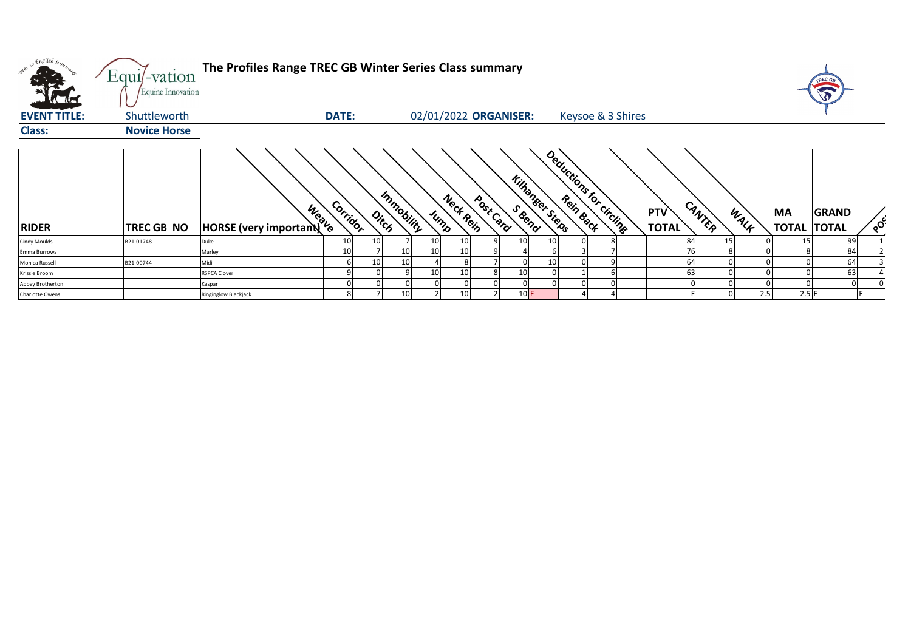# The Profiles Range TREC GB Winter Series Class summary

**EVENT TITLE:** Shuttleworth **DATE:** 02/01/2022 **ORGANISER:** Keysoe & 3 Shires

**Class:** **Novice Horse**

| RIDER | TREC GB NO | HORSE (very important) | Weave | Corridor | Ditch | Immobility | Jump | Neck Rein | Post Card | S Bend | Kilhanger Steps | Rein Back | Deductions for circling | PTV TOTAL | CANTER | WALK | MA TOTAL | GRAND TOTAL | POS |
|---|---|---|---|---|---|---|---|---|---|---|---|---|---|---|---|---|---|---|---|
| Cindy Moulds | B21-01748 | Duke | 10 | 10 | 7 | 10 | 10 | 9 | 10 | 10 | 0 | 8 | | 84 | 15 | 0 | 15 | 99 | 1 |
| Emma Burrows | | Marley | 10 | 7 | 10 | 10 | 10 | 9 | 4 | 6 | 3 | 7 | | 76 | 8 | 0 | 8 | 84 | 2 |
| Monica Russell | B21-00744 | Midi | 6 | 10 | 10 | 4 | 8 | 7 | 0 | 10 | 0 | 9 | | 64 | 0 | 0 | 0 | 64 | 3 |
| Krissie Broom | | RSPCA Clover | 9 | 0 | 9 | 10 | 10 | 8 | 10 | 0 | 1 | 6 | | 63 | 0 | 0 | 0 | 63 | 4 |
| Abbey Brotherton | | Kaspar | 0 | 0 | 0 | 0 | 0 | 0 | 0 | 0 | 0 | 0 | | 0 | 0 | 0 | 0 | 0 | 0 |
| Charlotte Owens | | Ringinglow Blackjack | 8 | 7 | 10 | 2 | 10 | 2 | 10 | E | 4 | 4 | | E | 0 | 2.5 | 2.5 | E | E |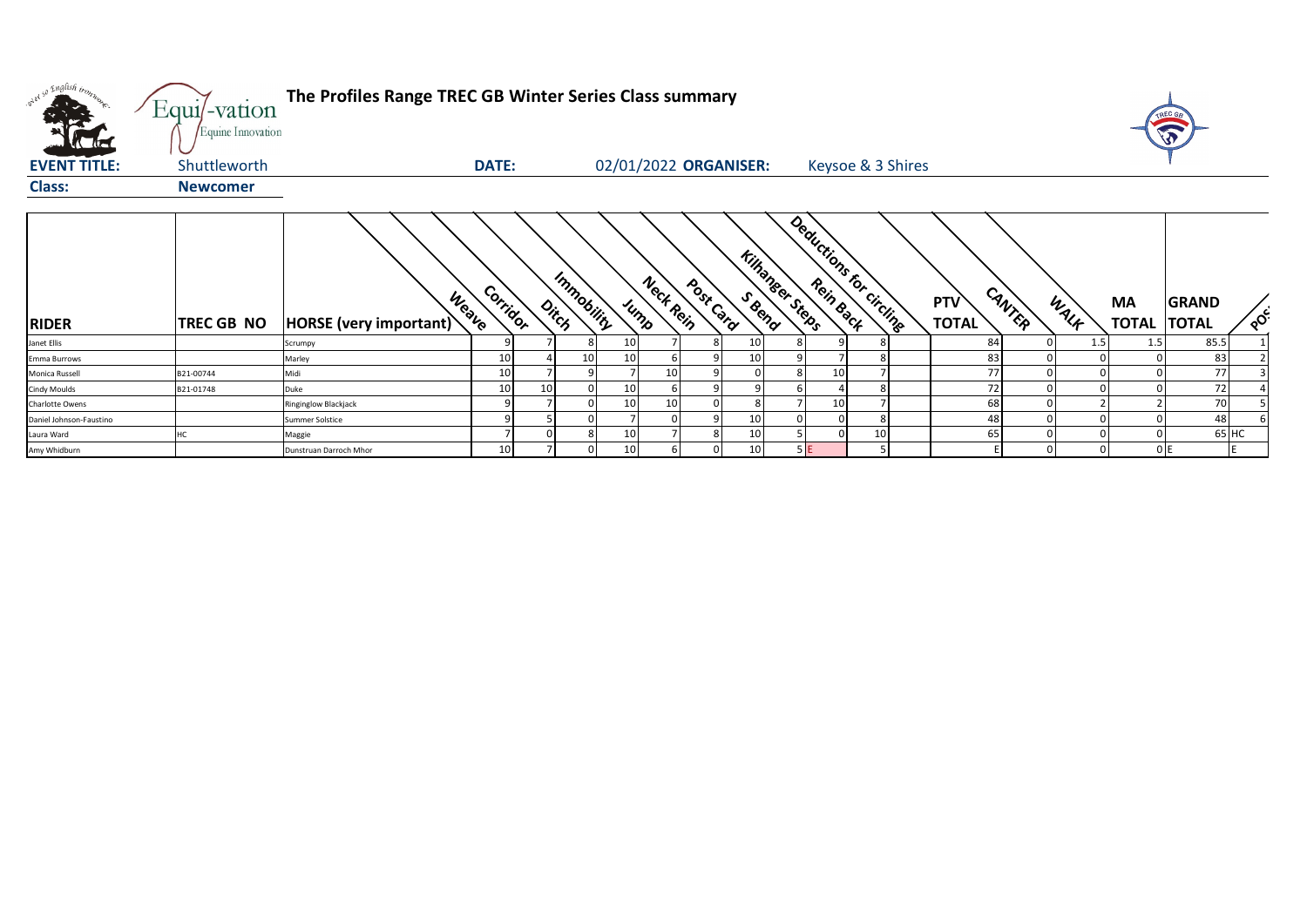# The Profiles Range TREC GB Winter Series Class summary

**EVENT TITLE:** Shuttleworth **DATE:** 02/01/2022 **ORGANISER:** Keysoe & 3 Shires

**Class:** Newcomer

| RIDER | TREC GB NO | HORSE (very important) | Weave | Corridor | Ditch | Immobility | Jump | Neck Rein | Post Card | S Bend | Kilhanger Steps | Rein Back | Deductions for circling | PTV TOTAL | CANTER | WALK | MA TOTAL | GRAND TOTAL | POS |
|---|---|---|---|---|---|---|---|---|---|---|---|---|---|---|---|---|---|---|---|
| Janet Ellis | | Scrumpy | 9 | 7 | 8 | 10 | 7 | 8 | 10 | 8 | 9 | 8 | | 84 | 0 | 1.5 | 1.5 | 85.5 | 1 |
| Emma Burrows | | Marley | 10 | 4 | 10 | 10 | 6 | 9 | 10 | 9 | 7 | 8 | | 83 | 0 | 0 | 0 | 83 | 2 |
| Monica Russell | B21-00744 | Midi | 10 | 7 | 9 | 7 | 10 | 9 | 0 | 8 | 10 | 7 | | 77 | 0 | 0 | 0 | 77 | 3 |
| Cindy Moulds | B21-01748 | Duke | 10 | 10 | 0 | 10 | 6 | 9 | 9 | 6 | 4 | 8 | | 72 | 0 | 0 | 0 | 72 | 4 |
| Charlotte Owens | | Ringinglow Blackjack | 9 | 7 | 0 | 10 | 10 | 0 | 8 | 7 | 10 | 7 | | 68 | 0 | 2 | 2 | 70 | 5 |
| Daniel Johnson-Faustino | | Summer Solstice | 9 | 5 | 0 | 7 | 0 | 9 | 10 | 0 | 0 | 8 | | 48 | 0 | 0 | 0 | 48 | 6 |
| Laura Ward | HC | Maggie | 7 | 0 | 8 | 10 | 7 | 8 | 10 | 5 | 0 | 10 | | 65 | 0 | 0 | 0 | 65 | HC |
| Amy Whidburn | | Dunstruan Darroch Mhor | 10 | 7 | 0 | 10 | 6 | 0 | 10 | 5 | E | 5 | | E | 0 | 0 | 0 | E | E |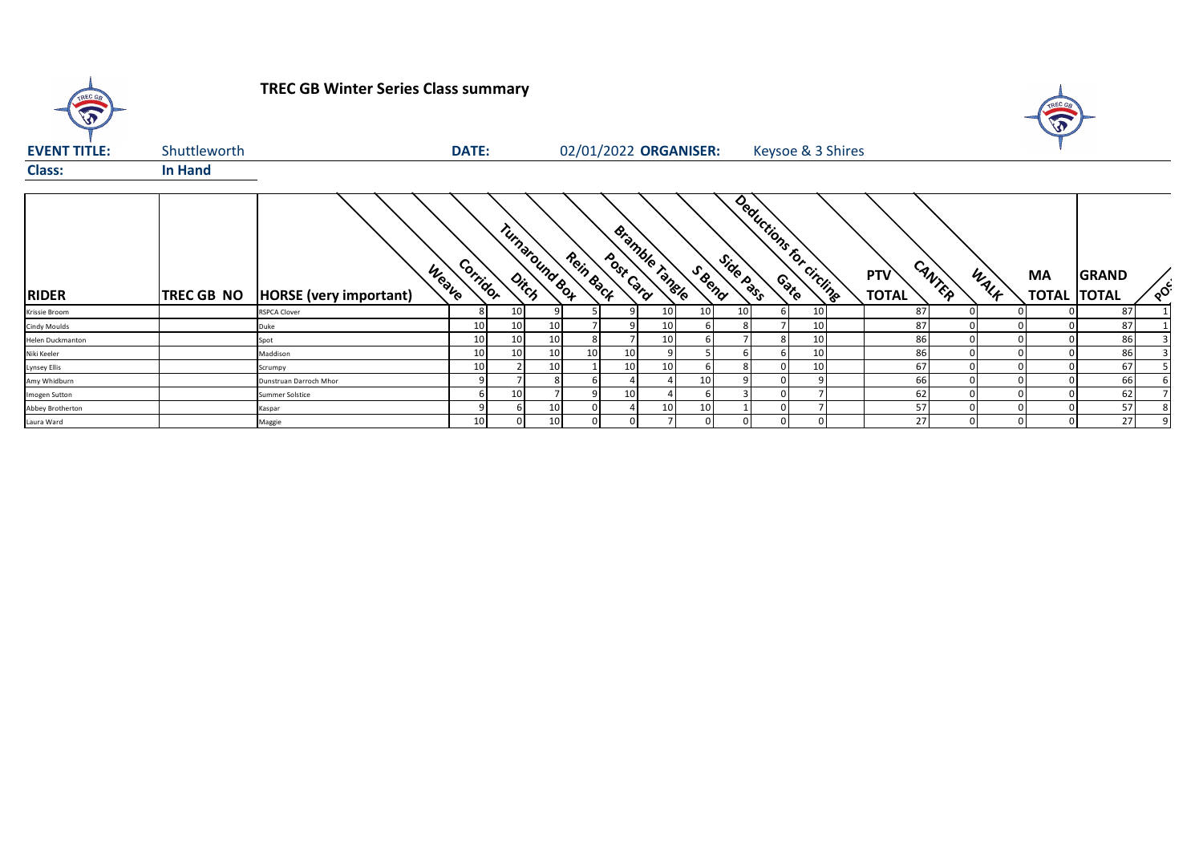# TREC GB Winter Series Class summary

**EVENT TITLE:** Shuttleworth **DATE:** 02/01/2022 **ORGANISER:** Keysoe & 3 Shires

**Class:** In Hand

| RIDER | TREC GB NO | HORSE (very important) | Weave | Corridor | Ditch | Turnaround Box | Rein Back | Post Card | Bramble Tangle | S Bend | Side Pass | Gate | Deductions for circling | PTV TOTAL | CANTER | WALK | MA TOTAL | GRAND TOTAL | POS |
|---|---|---|---|---|---|---|---|---|---|---|---|---|---|---|---|---|---|---|---|
| Krissie Broom | | RSPCA Clover | 8 | 10 | 9 | 5 | 9 | 10 | 10 | 10 | 6 | 10 | | 87 | 0 | 0 | 0 | 87 | 1 |
| Cindy Moulds | | Duke | 10 | 10 | 10 | 7 | 9 | 10 | 6 | 8 | 7 | 10 | | 87 | 0 | 0 | 0 | 87 | 1 |
| Helen Duckmanton | | Spot | 10 | 10 | 10 | 8 | 7 | 10 | 6 | 7 | 8 | 10 | | 86 | 0 | 0 | 0 | 86 | 3 |
| Niki Keeler | | Maddison | 10 | 10 | 10 | 10 | 10 | 9 | 5 | 6 | 6 | 10 | | 86 | 0 | 0 | 0 | 86 | 3 |
| Lynsey Ellis | | Scrumpy | 10 | 2 | 10 | 1 | 10 | 10 | 6 | 8 | 0 | 10 | | 67 | 0 | 0 | 0 | 67 | 5 |
| Amy Whidburn | | Dunstruan Darroch Mhor | 9 | 7 | 8 | 6 | 4 | 4 | 10 | 9 | 0 | 9 | | 66 | 0 | 0 | 0 | 66 | 6 |
| Imogen Sutton | | Summer Solstice | 6 | 10 | 7 | 9 | 10 | 4 | 6 | 3 | 0 | 7 | | 62 | 0 | 0 | 0 | 62 | 7 |
| Abbey Brotherton | | Kaspar | 9 | 6 | 10 | 0 | 4 | 10 | 10 | 1 | 0 | 7 | | 57 | 0 | 0 | 0 | 57 | 8 |
| Laura Ward | | Maggie | 10 | 0 | 10 | 0 | 0 | 7 | 0 | 0 | 0 | 0 | | 27 | 0 | 0 | 0 | 27 | 9 |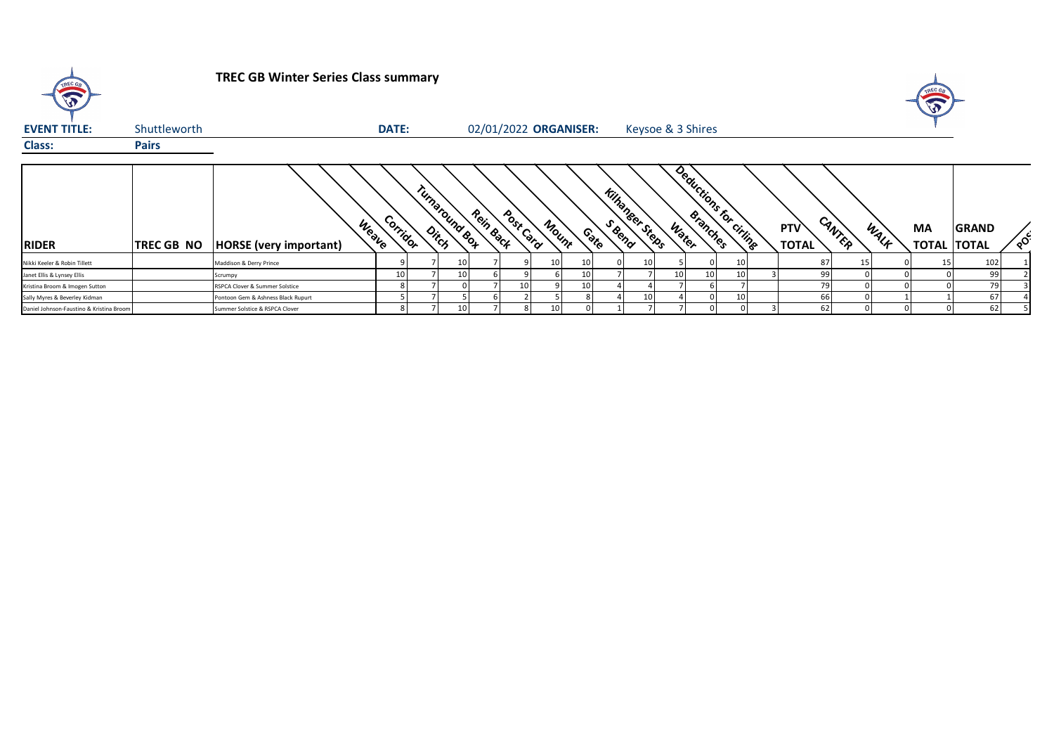# TREC GB Winter Series Class summary

**EVENT TITLE:** Shuttleworth  **DATE:** 02/01/2022  **ORGANISER:** Keysoe & 3 Shires

**Class:** Pairs

| RIDER | TREC GB NO | HORSE (very important) | Weave | Corridor | Ditch | Turnaround Box | Rein Back | Post Card | Mount | Gate | S Bend | Kilhanger Steps | Water | Branches | Deductions for circling | PTV TOTAL | CANTER | WALK | MA TOTAL | GRAND TOTAL | POS |
|---|---|---|---|---|---|---|---|---|---|---|---|---|---|---|---|---|---|---|---|---|---|
| Nikki Keeler & Robin Tillett | | Maddison & Derry Prince | 9 | 7 | 10 | 7 | 9 | 10 | 10 | 0 | 10 | 5 | 0 | 10 | | 87 | 15 | 0 | 15 | 102 | 1 |
| Janet Ellis & Lynsey Ellis | | Scrumpy | 10 | 7 | 10 | 6 | 9 | 6 | 10 | 7 | 7 | 10 | 10 | 10 | 3 | 99 | 0 | 0 | 0 | 99 | 2 |
| Kristina Broom & Imogen Sutton | | RSPCA Clover & Summer Solstice | 8 | 7 | 0 | 7 | 10 | 9 | 10 | 4 | 4 | 7 | 6 | 7 | | 79 | 0 | 0 | 0 | 79 | 3 |
| Sally Myres & Beverley Kidman | | Pontoon Gem & Ashness Black Rupurt | 5 | 7 | 5 | 6 | 2 | 5 | 8 | 4 | 10 | 4 | 0 | 10 | | 66 | 0 | 1 | 1 | 67 | 4 |
| Daniel Johnson-Faustino & Kristina Broom | | Summer Solstice & RSPCA Clover | 8 | 7 | 10 | 7 | 8 | 10 | 0 | 1 | 7 | 7 | 0 | 0 | 3 | 62 | 0 | 0 | 0 | 62 | 5 |